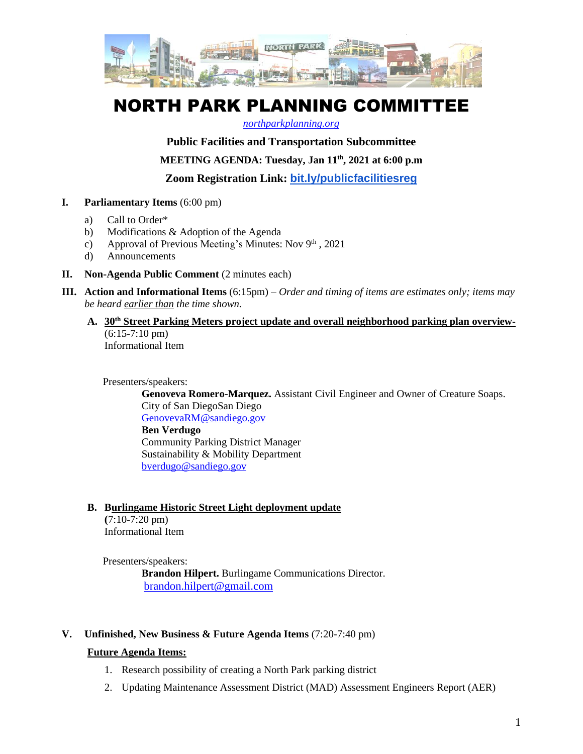# NORTH PARK PLANNING COMMITTEE

*northparkplanning.org*

**Public Facilities and Transportation Subcommittee**

**MEETING AGENDA: Tuesday, Jan 11th, 2021 at 6:00 p.m**

**Zoom Registration Link: bit.ly/publicfacilitiesreg**

**I. Parliamentary Items** (6:00 pm)

a) Call to Order*
b) Modifications & Adoption of the Agenda
c) Approval of Previous Meeting's Minutes: Nov 9th , 2021
d) Announcements

**II. Non-Agenda Public Comment** (2 minutes each)

**III. Action and Informational Items** (6:15pm) – *Order and timing of items are estimates only; items may be heard earlier than the time shown.*

**A. 30th Street Parking Meters project update and overall neighborhood parking plan overview-**
(6:15-7:10 pm)
Informational Item

Presenters/speakers:

**Genoveva Romero-Marquez.** Assistant Civil Engineer and Owner of Creature Soaps. City of San DiegoSan Diego
GenovevaRM@sandiego.gov
**Ben Verdugo**
Community Parking District Manager
Sustainability & Mobility Department
bverdugo@sandiego.gov

**B. Burlingame Historic Street Light deployment update**
**(**7:10-7:20 pm)
Informational Item

Presenters/speakers:

**Brandon Hilpert.** Burlingame Communications Director.
brandon.hilpert@gmail.com

**V. Unfinished, New Business & Future Agenda Items** (7:20-7:40 pm)

**Future Agenda Items:**

1. Research possibility of creating a North Park parking district
2. Updating Maintenance Assessment District (MAD) Assessment Engineers Report (AER)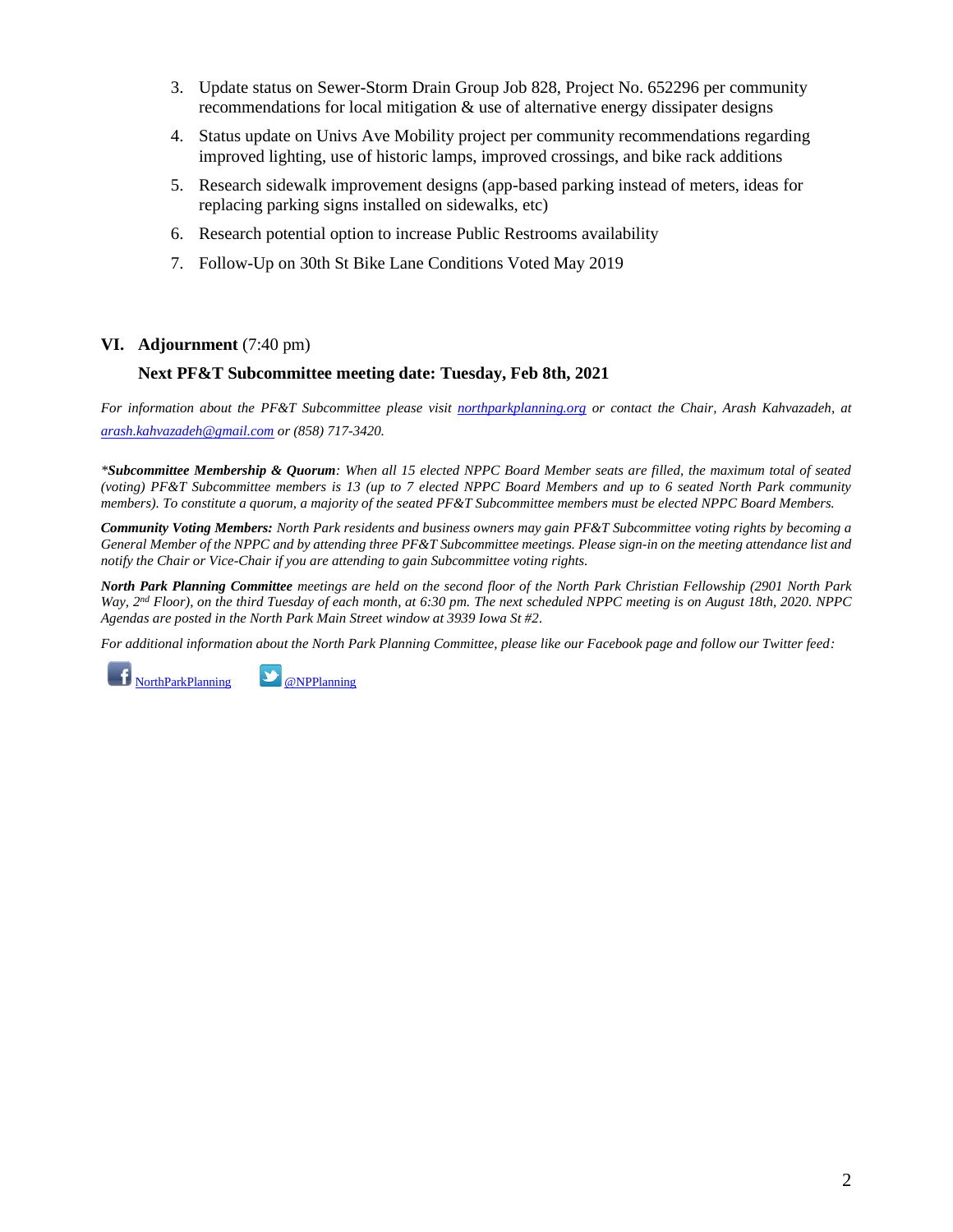3. Update status on Sewer-Storm Drain Group Job 828, Project No. 652296 per community recommendations for local mitigation & use of alternative energy dissipater designs
4. Status update on Univs Ave Mobility project per community recommendations regarding improved lighting, use of historic lamps, improved crossings, and bike rack additions
5. Research sidewalk improvement designs (app-based parking instead of meters, ideas for replacing parking signs installed on sidewalks, etc)
6. Research potential option to increase Public Restrooms availability
7. Follow-Up on 30th St Bike Lane Conditions Voted May 2019

## VI. **Adjournment** (7:40 pm)

**Next PF&T Subcommittee meeting date: Tuesday, Feb 8th, 2021**

*For information about the PF&T Subcommittee please visit [northparkplanning.org](northparkplanning.org) or contact the Chair, Arash Kahvazadeh, at [arash.kahvazadeh@gmail.com](mailto:arash.kahvazadeh@gmail.com) or (858) 717-3420.*

*\*__Subcommittee Membership & Quorum__: When all 15 elected NPPC Board Member seats are filled, the maximum total of seated (voting) PF&T Subcommittee members is 13 (up to 7 elected NPPC Board Members and up to 6 seated North Park community members). To constitute a quorum, a majority of the seated PF&T Subcommittee members must be elected NPPC Board Members.*

***Community Voting Members:** North Park residents and business owners may gain PF&T Subcommittee voting rights by becoming a General Member of the NPPC and by attending three PF&T Subcommittee meetings. Please sign-in on the meeting attendance list and notify the Chair or Vice-Chair if you are attending to gain Subcommittee voting rights.*

***North Park Planning Committee** meetings are held on the second floor of the North Park Christian Fellowship (2901 North Park Way, 2nd Floor), on the third Tuesday of each month, at 6:30 pm. The next scheduled NPPC meeting is on August 18th, 2020. NPPC Agendas are posted in the North Park Main Street window at 3939 Iowa St #2.*

*For additional information about the North Park Planning Committee, please like our Facebook page and follow our Twitter feed:*

[NorthParkPlanning](NorthParkPlanning) [@NPPlanning](@NPPlanning)